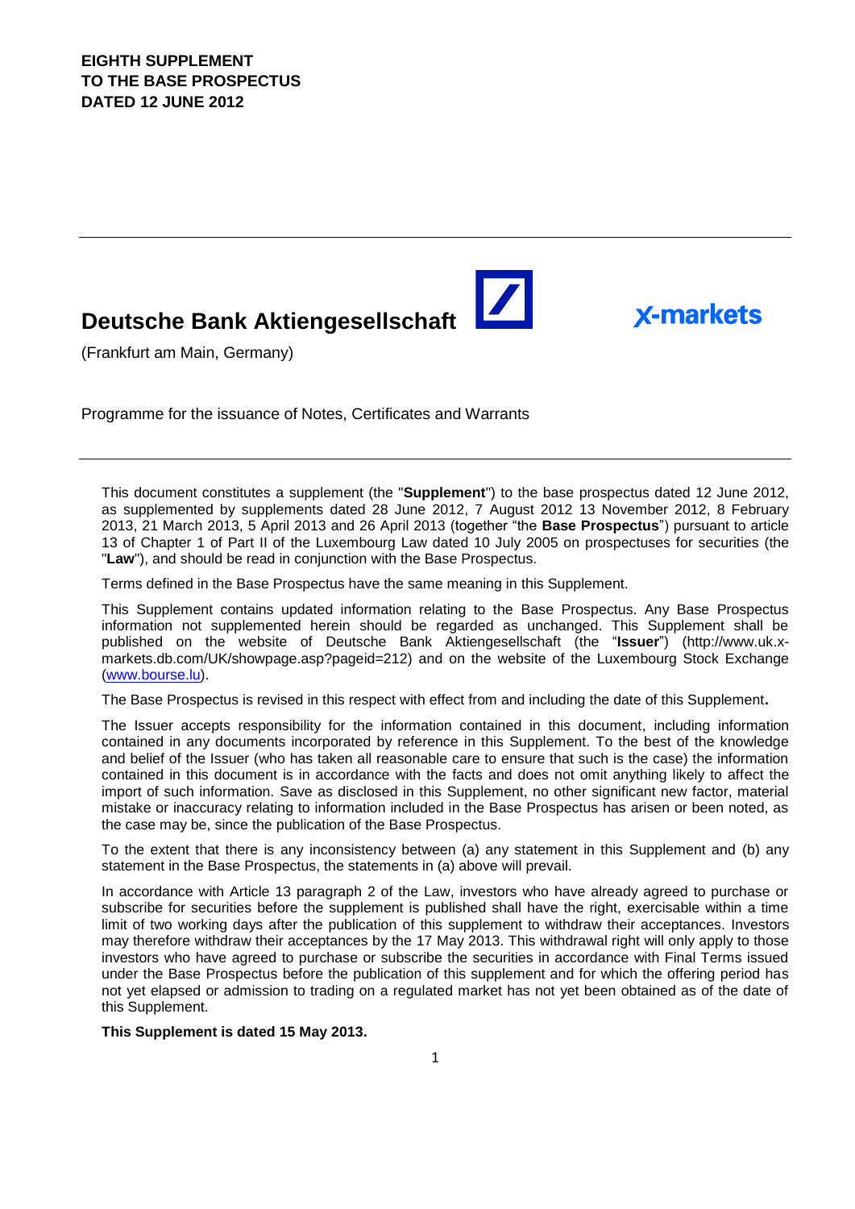**EIGHTH SUPPLEMENT**
**TO THE BASE PROSPECTUS**
**DATED 12 JUNE 2012**

---

# Deutsche Bank Aktiengesellschaft

X-markets

(Frankfurt am Main, Germany)

Programme for the issuance of Notes, Certificates and Warrants

---

This document constitutes a supplement (the "**Supplement**") to the base prospectus dated 12 June 2012, as supplemented by supplements dated 28 June 2012, 7 August 2012 13 November 2012, 8 February 2013, 21 March 2013, 5 April 2013 and 26 April 2013 (together "the **Base Prospectus**") pursuant to article 13 of Chapter 1 of Part II of the Luxembourg Law dated 10 July 2005 on prospectuses for securities (the "**Law**"), and should be read in conjunction with the Base Prospectus.

Terms defined in the Base Prospectus have the same meaning in this Supplement.

This Supplement contains updated information relating to the Base Prospectus. Any Base Prospectus information not supplemented herein should be regarded as unchanged. This Supplement shall be published on the website of Deutsche Bank Aktiengesellschaft (the "**Issuer**") (http://www.uk.x-markets.db.com/UK/showpage.asp?pageid=212) and on the website of the Luxembourg Stock Exchange (www.bourse.lu).

The Base Prospectus is revised in this respect with effect from and including the date of this Supplement**.**

The Issuer accepts responsibility for the information contained in this document, including information contained in any documents incorporated by reference in this Supplement. To the best of the knowledge and belief of the Issuer (who has taken all reasonable care to ensure that such is the case) the information contained in this document is in accordance with the facts and does not omit anything likely to affect the import of such information. Save as disclosed in this Supplement, no other significant new factor, material mistake or inaccuracy relating to information included in the Base Prospectus has arisen or been noted, as the case may be, since the publication of the Base Prospectus.

To the extent that there is any inconsistency between (a) any statement in this Supplement and (b) any statement in the Base Prospectus, the statements in (a) above will prevail.

In accordance with Article 13 paragraph 2 of the Law, investors who have already agreed to purchase or subscribe for securities before the supplement is published shall have the right, exercisable within a time limit of two working days after the publication of this supplement to withdraw their acceptances. Investors may therefore withdraw their acceptances by the 17 May 2013. This withdrawal right will only apply to those investors who have agreed to purchase or subscribe the securities in accordance with Final Terms issued under the Base Prospectus before the publication of this supplement and for which the offering period has not yet elapsed or admission to trading on a regulated market has not yet been obtained as of the date of this Supplement.

**This Supplement is dated 15 May 2013.**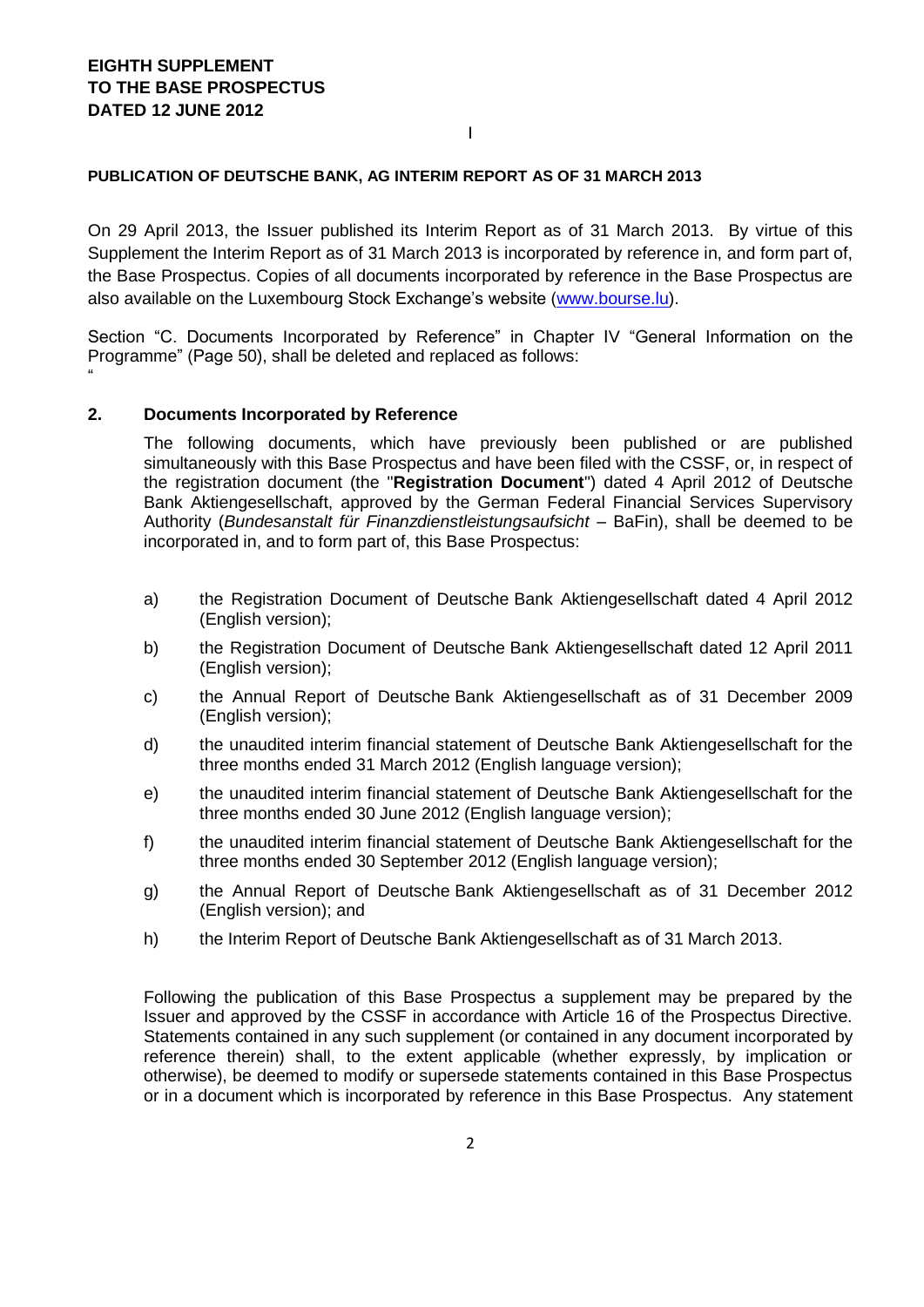**EIGHTH SUPPLEMENT**
**TO THE BASE PROSPECTUS**
**DATED 12 JUNE 2012**

I

**PUBLICATION OF DEUTSCHE BANK, AG INTERIM REPORT AS OF 31 MARCH 2013**

On 29 April 2013, the Issuer published its Interim Report as of 31 March 2013. By virtue of this Supplement the Interim Report as of 31 March 2013 is incorporated by reference in, and form part of, the Base Prospectus. Copies of all documents incorporated by reference in the Base Prospectus are also available on the Luxembourg Stock Exchange's website (www.bourse.lu).

Section "C. Documents Incorporated by Reference" in Chapter IV "General Information on the Programme" (Page 50), shall be deleted and replaced as follows:

"

**2. Documents Incorporated by Reference**

The following documents, which have previously been published or are published simultaneously with this Base Prospectus and have been filed with the CSSF, or, in respect of the registration document (the "**Registration Document**") dated 4 April 2012 of Deutsche Bank Aktiengesellschaft, approved by the German Federal Financial Services Supervisory Authority (*Bundesanstalt für Finanzdienstleistungsaufsicht* – BaFin), shall be deemed to be incorporated in, and to form part of, this Base Prospectus:

a) the Registration Document of Deutsche Bank Aktiengesellschaft dated 4 April 2012 (English version);

b) the Registration Document of Deutsche Bank Aktiengesellschaft dated 12 April 2011 (English version);

c) the Annual Report of Deutsche Bank Aktiengesellschaft as of 31 December 2009 (English version);

d) the unaudited interim financial statement of Deutsche Bank Aktiengesellschaft for the three months ended 31 March 2012 (English language version);

e) the unaudited interim financial statement of Deutsche Bank Aktiengesellschaft for the three months ended 30 June 2012 (English language version);

f) the unaudited interim financial statement of Deutsche Bank Aktiengesellschaft for the three months ended 30 September 2012 (English language version);

g) the Annual Report of Deutsche Bank Aktiengesellschaft as of 31 December 2012 (English version); and

h) the Interim Report of Deutsche Bank Aktiengesellschaft as of 31 March 2013.

Following the publication of this Base Prospectus a supplement may be prepared by the Issuer and approved by the CSSF in accordance with Article 16 of the Prospectus Directive. Statements contained in any such supplement (or contained in any document incorporated by reference therein) shall, to the extent applicable (whether expressly, by implication or otherwise), be deemed to modify or supersede statements contained in this Base Prospectus or in a document which is incorporated by reference in this Base Prospectus. Any statement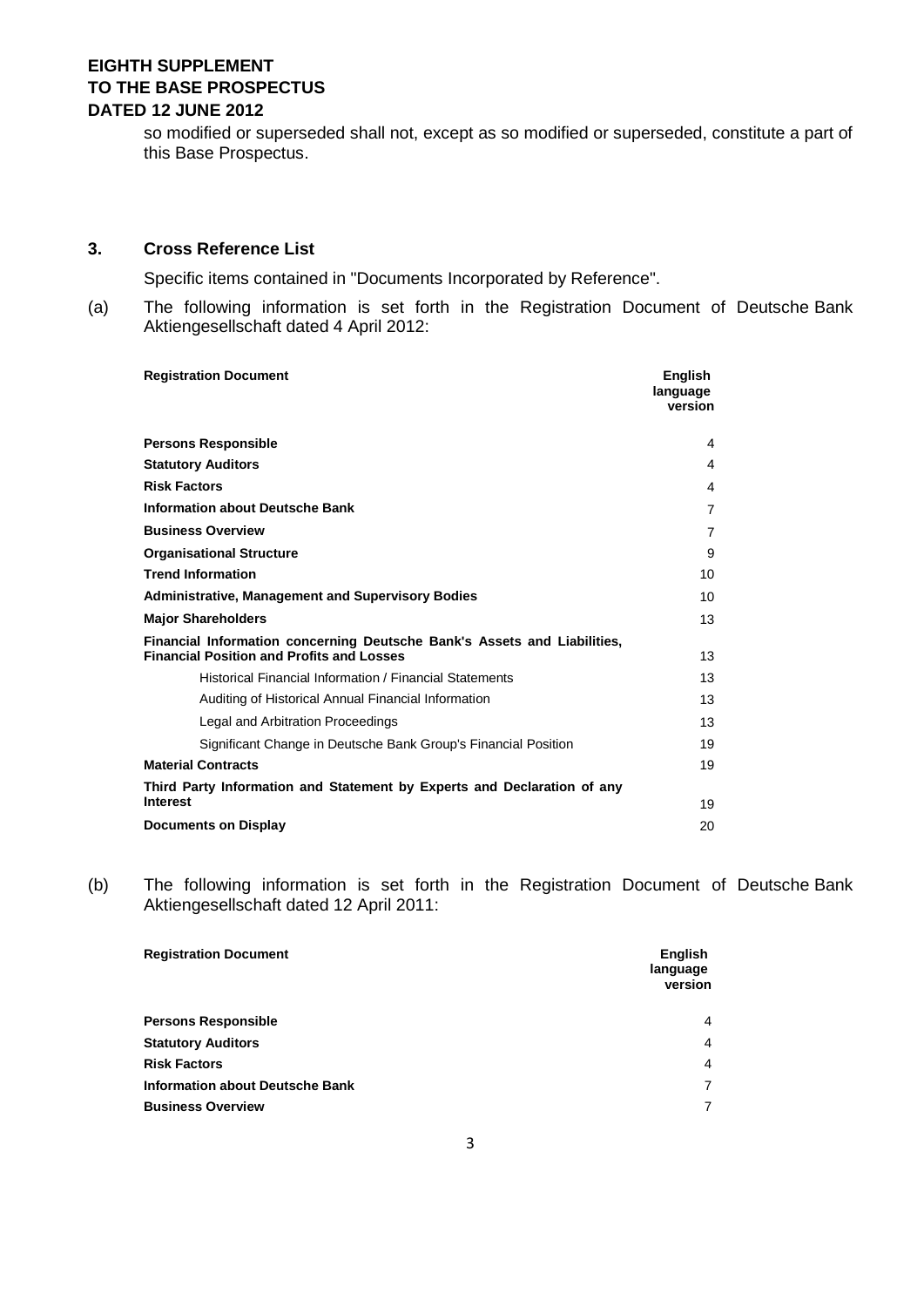so modified or superseded shall not, except as so modified or superseded, constitute a part of this Base Prospectus.

### 3. Cross Reference List

Specific items contained in "Documents Incorporated by Reference".

(a) The following information is set forth in the Registration Document of Deutsche Bank Aktiengesellschaft dated 4 April 2012:

| Registration Document | English language version |
|---|---|
| **Persons Responsible** | 4 |
| **Statutory Auditors** | 4 |
| **Risk Factors** | 4 |
| **Information about Deutsche Bank** | 7 |
| **Business Overview** | 7 |
| **Organisational Structure** | 9 |
| **Trend Information** | 10 |
| **Administrative, Management and Supervisory Bodies** | 10 |
| **Major Shareholders** | 13 |
| **Financial Information concerning Deutsche Bank's Assets and Liabilities, Financial Position and Profits and Losses** | 13 |
| Historical Financial Information / Financial Statements | 13 |
| Auditing of Historical Annual Financial Information | 13 |
| Legal and Arbitration Proceedings | 13 |
| Significant Change in Deutsche Bank Group's Financial Position | 19 |
| **Material Contracts** | 19 |
| **Third Party Information and Statement by Experts and Declaration of any Interest** | 19 |
| **Documents on Display** | 20 |

(b) The following information is set forth in the Registration Document of Deutsche Bank Aktiengesellschaft dated 12 April 2011:

| Registration Document | English language version |
|---|---|
| **Persons Responsible** | 4 |
| **Statutory Auditors** | 4 |
| **Risk Factors** | 4 |
| **Information about Deutsche Bank** | 7 |
| **Business Overview** | 7 |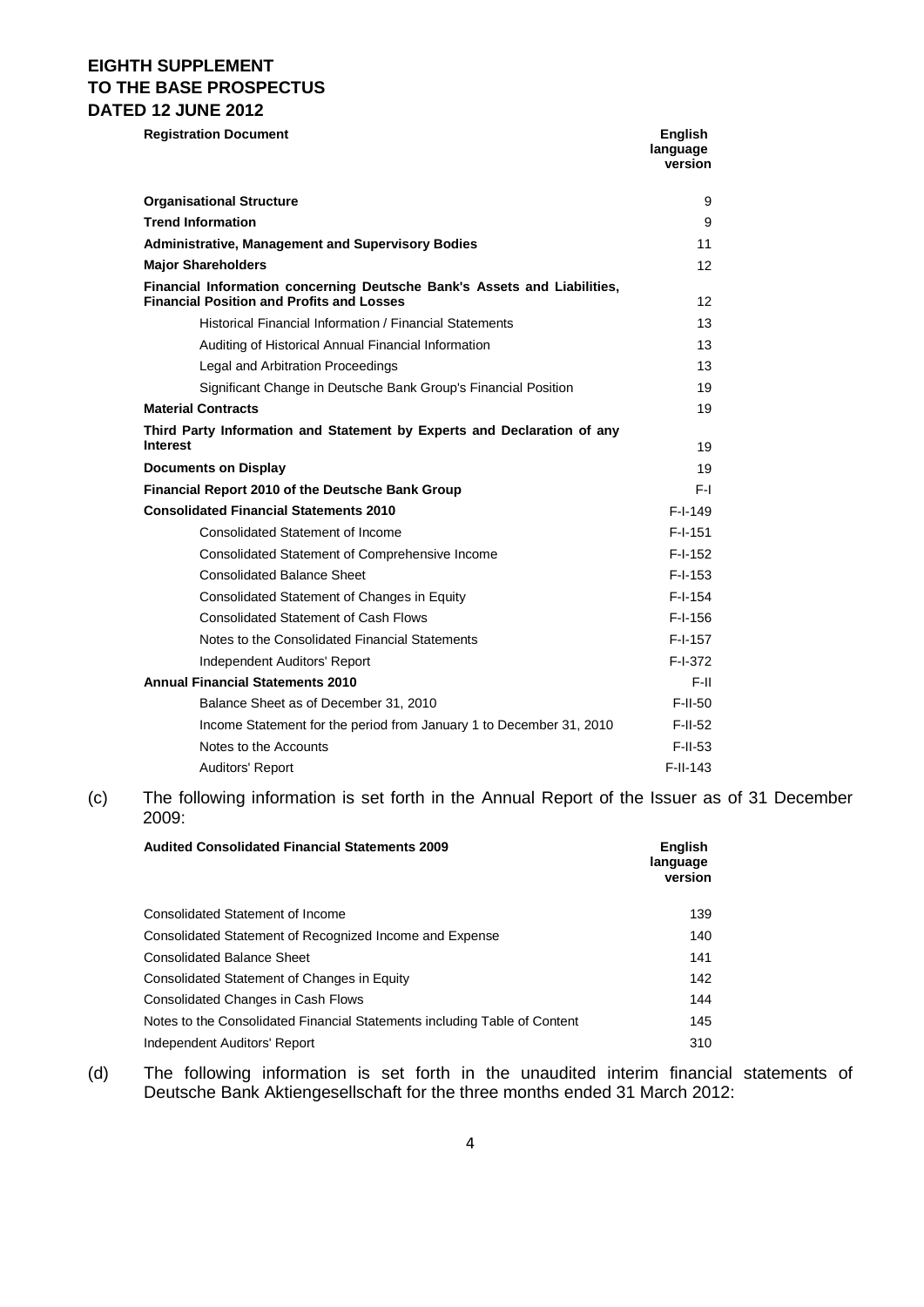# EIGHTH SUPPLEMENT TO THE BASE PROSPECTUS DATED 12 JUNE 2012

| Registration Document | English language version |
| --- | --- |
| **Organisational Structure** | 9 |
| **Trend Information** | 9 |
| **Administrative, Management and Supervisory Bodies** | 11 |
| **Major Shareholders** | 12 |
| **Financial Information concerning Deutsche Bank's Assets and Liabilities, Financial Position and Profits and Losses** | 12 |
| Historical Financial Information / Financial Statements | 13 |
| Auditing of Historical Annual Financial Information | 13 |
| Legal and Arbitration Proceedings | 13 |
| Significant Change in Deutsche Bank Group's Financial Position | 19 |
| **Material Contracts** | 19 |
| **Third Party Information and Statement by Experts and Declaration of any Interest** | 19 |
| **Documents on Display** | 19 |
| **Financial Report 2010 of the Deutsche Bank Group** | F-I |
| **Consolidated Financial Statements 2010** | F-I-149 |
| Consolidated Statement of Income | F-I-151 |
| Consolidated Statement of Comprehensive Income | F-I-152 |
| Consolidated Balance Sheet | F-I-153 |
| Consolidated Statement of Changes in Equity | F-I-154 |
| Consolidated Statement of Cash Flows | F-I-156 |
| Notes to the Consolidated Financial Statements | F-I-157 |
| Independent Auditors' Report | F-I-372 |
| **Annual Financial Statements 2010** | F-II |
| Balance Sheet as of December 31, 2010 | F-II-50 |
| Income Statement for the period from January 1 to December 31, 2010 | F-II-52 |
| Notes to the Accounts | F-II-53 |
| Auditors' Report | F-II-143 |

(c) The following information is set forth in the Annual Report of the Issuer as of 31 December 2009:

| Audited Consolidated Financial Statements 2009 | English language version |
| --- | --- |
| Consolidated Statement of Income | 139 |
| Consolidated Statement of Recognized Income and Expense | 140 |
| Consolidated Balance Sheet | 141 |
| Consolidated Statement of Changes in Equity | 142 |
| Consolidated Changes in Cash Flows | 144 |
| Notes to the Consolidated Financial Statements including Table of Content | 145 |
| Independent Auditors' Report | 310 |

(d) The following information is set forth in the unaudited interim financial statements of Deutsche Bank Aktiengesellschaft for the three months ended 31 March 2012: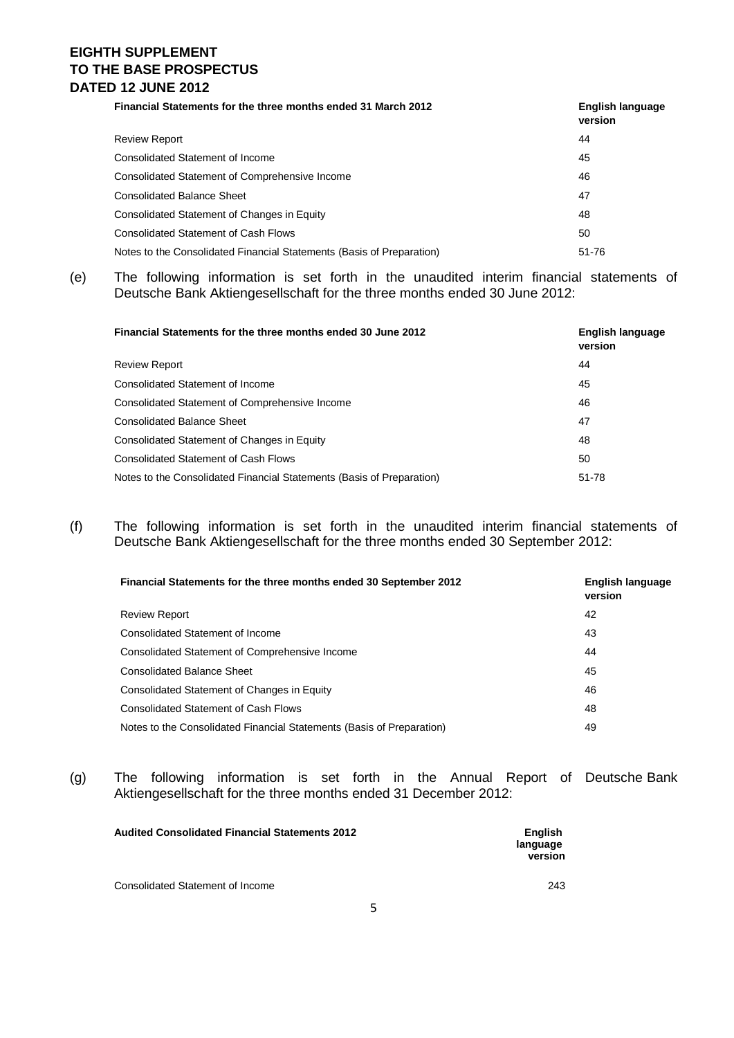| Financial Statements for the three months ended 31 March 2012 | English language version |
|---|---|
| Review Report | 44 |
| Consolidated Statement of Income | 45 |
| Consolidated Statement of Comprehensive Income | 46 |
| Consolidated Balance Sheet | 47 |
| Consolidated Statement of Changes in Equity | 48 |
| Consolidated Statement of Cash Flows | 50 |
| Notes to the Consolidated Financial Statements (Basis of Preparation) | 51-76 |

(e) The following information is set forth in the unaudited interim financial statements of Deutsche Bank Aktiengesellschaft for the three months ended 30 June 2012:

| Financial Statements for the three months ended 30 June 2012 | English language version |
|---|---|
| Review Report | 44 |
| Consolidated Statement of Income | 45 |
| Consolidated Statement of Comprehensive Income | 46 |
| Consolidated Balance Sheet | 47 |
| Consolidated Statement of Changes in Equity | 48 |
| Consolidated Statement of Cash Flows | 50 |
| Notes to the Consolidated Financial Statements (Basis of Preparation) | 51-78 |

(f) The following information is set forth in the unaudited interim financial statements of Deutsche Bank Aktiengesellschaft for the three months ended 30 September 2012:

| Financial Statements for the three months ended 30 September 2012 | English language version |
|---|---|
| Review Report | 42 |
| Consolidated Statement of Income | 43 |
| Consolidated Statement of Comprehensive Income | 44 |
| Consolidated Balance Sheet | 45 |
| Consolidated Statement of Changes in Equity | 46 |
| Consolidated Statement of Cash Flows | 48 |
| Notes to the Consolidated Financial Statements (Basis of Preparation) | 49 |

(g) The following information is set forth in the Annual Report of Deutsche Bank Aktiengesellschaft for the three months ended 31 December 2012:

| Audited Consolidated Financial Statements 2012 | English language version |
|---|---|
| Consolidated Statement of Income | 243 |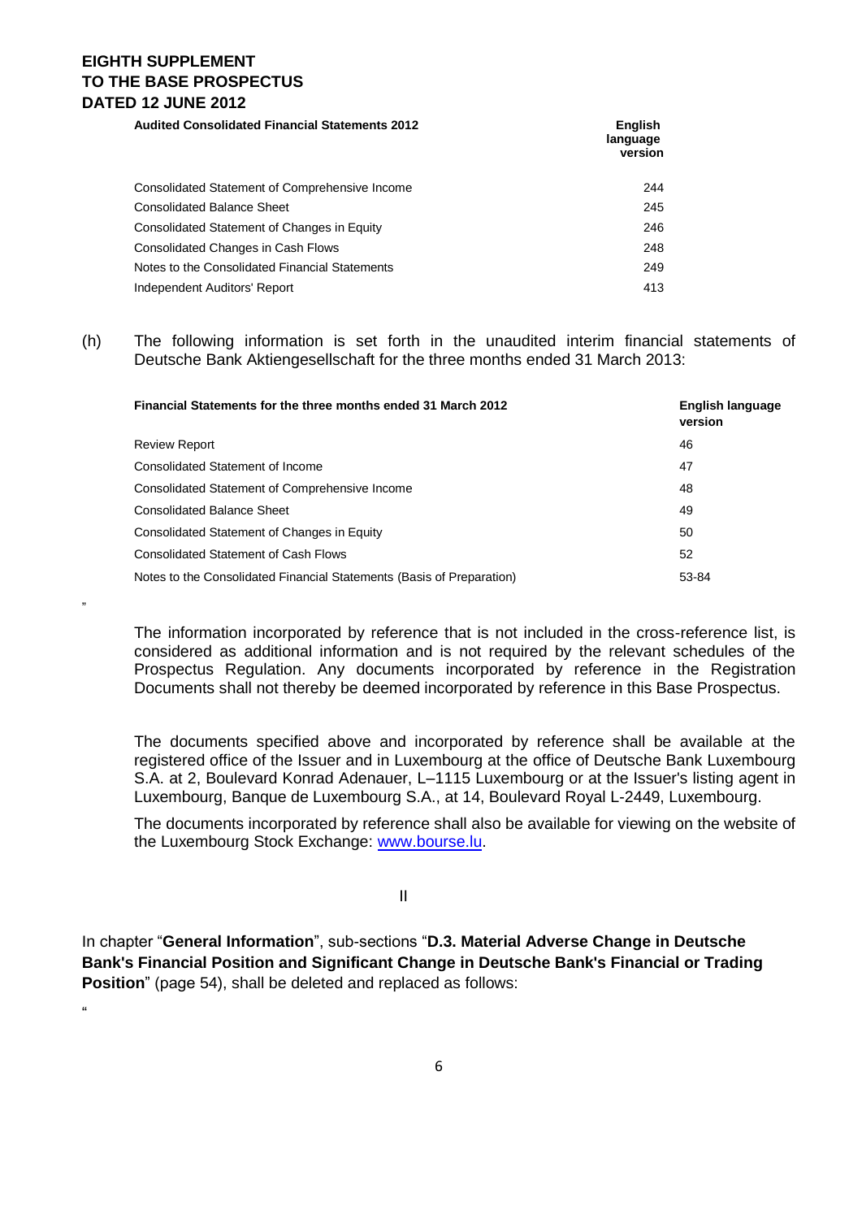| Audited Consolidated Financial Statements 2012 | English language version |
|---|---|
| Consolidated Statement of Comprehensive Income | 244 |
| Consolidated Balance Sheet | 245 |
| Consolidated Statement of Changes in Equity | 246 |
| Consolidated Changes in Cash Flows | 248 |
| Notes to the Consolidated Financial Statements | 249 |
| Independent Auditors' Report | 413 |

(h) The following information is set forth in the unaudited interim financial statements of Deutsche Bank Aktiengesellschaft for the three months ended 31 March 2013:

| Financial Statements for the three months ended 31 March 2012 | English language version |
|---|---|
| Review Report | 46 |
| Consolidated Statement of Income | 47 |
| Consolidated Statement of Comprehensive Income | 48 |
| Consolidated Balance Sheet | 49 |
| Consolidated Statement of Changes in Equity | 50 |
| Consolidated Statement of Cash Flows | 52 |
| Notes to the Consolidated Financial Statements (Basis of Preparation) | 53-84 |

"

The information incorporated by reference that is not included in the cross-reference list, is considered as additional information and is not required by the relevant schedules of the Prospectus Regulation. Any documents incorporated by reference in the Registration Documents shall not thereby be deemed incorporated by reference in this Base Prospectus.

The documents specified above and incorporated by reference shall be available at the registered office of the Issuer and in Luxembourg at the office of Deutsche Bank Luxembourg S.A. at 2, Boulevard Konrad Adenauer, L–1115 Luxembourg or at the Issuer's listing agent in Luxembourg, Banque de Luxembourg S.A., at 14, Boulevard Royal L-2449, Luxembourg.

The documents incorporated by reference shall also be available for viewing on the website of the Luxembourg Stock Exchange: www.bourse.lu.

II

In chapter "**General Information**", sub-sections "**D.3. Material Adverse Change in Deutsche Bank's Financial Position and Significant Change in Deutsche Bank's Financial or Trading Position**" (page 54), shall be deleted and replaced as follows:

"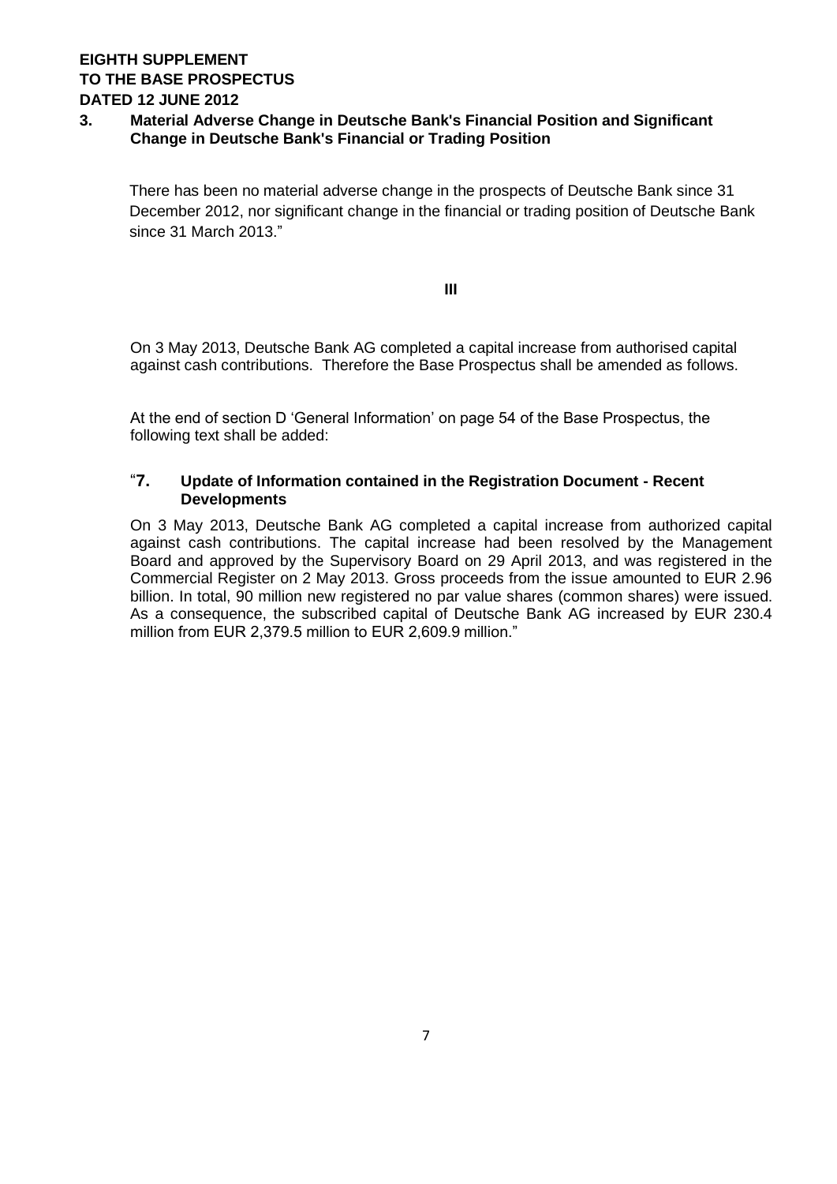### 3. Material Adverse Change in Deutsche Bank's Financial Position and Significant Change in Deutsche Bank's Financial or Trading Position

There has been no material adverse change in the prospects of Deutsche Bank since 31 December 2012, nor significant change in the financial or trading position of Deutsche Bank since 31 March 2013."

## III

On 3 May 2013, Deutsche Bank AG completed a capital increase from authorised capital against cash contributions. Therefore the Base Prospectus shall be amended as follows.

At the end of section D 'General Information' on page 54 of the Base Prospectus, the following text shall be added:

### "7. Update of Information contained in the Registration Document - Recent Developments

On 3 May 2013, Deutsche Bank AG completed a capital increase from authorized capital against cash contributions. The capital increase had been resolved by the Management Board and approved by the Supervisory Board on 29 April 2013, and was registered in the Commercial Register on 2 May 2013. Gross proceeds from the issue amounted to EUR 2.96 billion. In total, 90 million new registered no par value shares (common shares) were issued. As a consequence, the subscribed capital of Deutsche Bank AG increased by EUR 230.4 million from EUR 2,379.5 million to EUR 2,609.9 million."